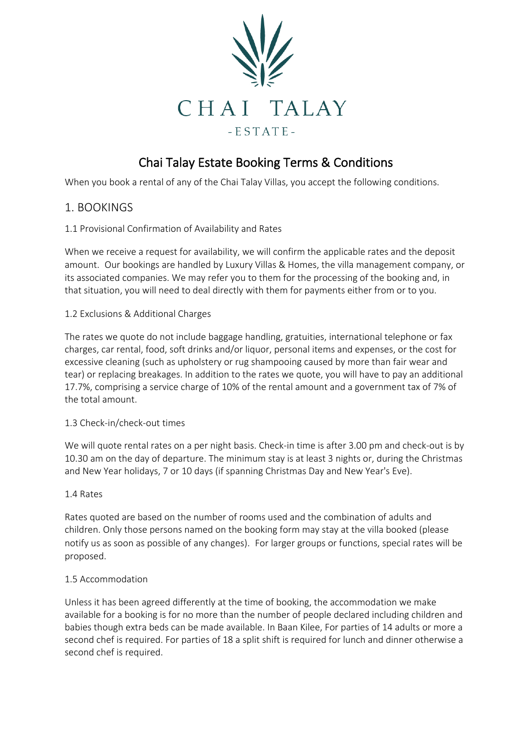CHAI TALAY

-ESTATE-

# Chai Talay Estate Booking Terms & Conditions

When you book a rental of any of the Chai Talay Villas, you accept the following conditions.

## 1. BOOKINGS

### 1.1 Provisional Confirmation of Availability and Rates

When we receive a request for availability, we will confirm the applicable rates and the deposit amount. Our bookings are handled by Luxury Villas & Homes, the villa management company, or its associated companies. We may refer you to them for the processing of the booking and, in that situation, you will need to deal directly with them for payments either from or to you.

### 1.2 Exclusions & Additional Charges

The rates we quote do not include baggage handling, gratuities, international telephone or fax charges, car rental, food, soft drinks and/or liquor, personal items and expenses, or the cost for excessive cleaning (such as upholstery or rug shampooing caused by more than fair wear and tear) or replacing breakages. In addition to the rates we quote, you will have to pay an additional 17.7%, comprising a service charge of 10% of the rental amount and a government tax of 7% of the total amount.

### 1.3 Check-in/check-out times

We will quote rental rates on a per night basis. Check-in time is after 3.00 pm and check-out is by 10.30 am on the day of departure. The minimum stay is at least 3 nights or, during the Christmas and New Year holidays, 7 or 10 days (if spanning Christmas Day and New Year's Eve).

### 1.4 Rates

Rates quoted are based on the number of rooms used and the combination of adults and children. Only those persons named on the booking form may stay at the villa booked (please notify us as soon as possible of any changes). For larger groups or functions, special rates will be proposed.

### 1.5 Accommodation

Unless it has been agreed differently at the time of booking, the accommodation we make available for a booking is for no more than the number of people declared including children and babies though extra beds can be made available. In Baan Kilee, For parties of 14 adults or more a second chef is required. For parties of 18 a split shift is required for lunch and dinner otherwise a second chef is required.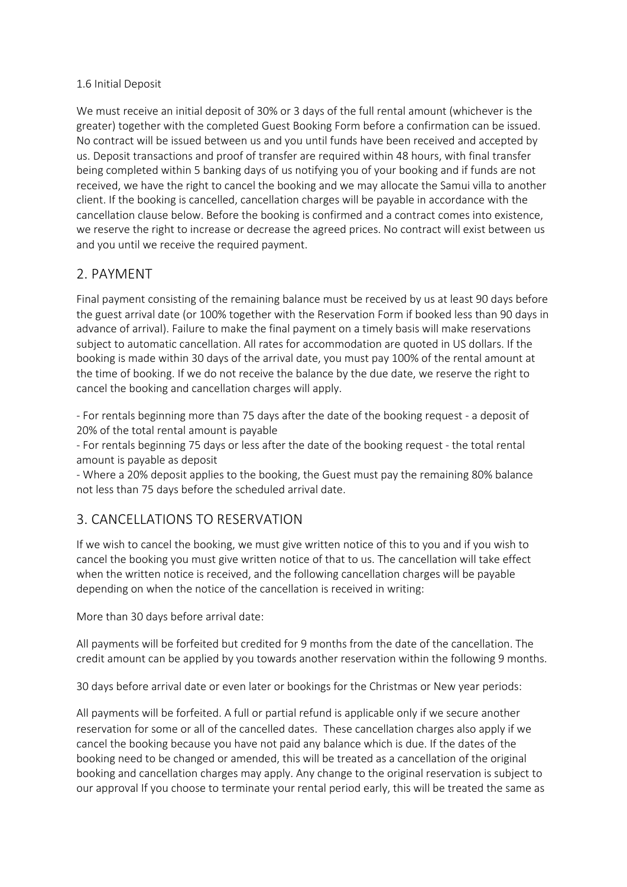1.6 Initial Deposit

We must receive an initial deposit of 30% or 3 days of the full rental amount (whichever is the greater) together with the completed Guest Booking Form before a confirmation can be issued. No contract will be issued between us and you until funds have been received and accepted by us. Deposit transactions and proof of transfer are required within 48 hours, with final transfer being completed within 5 banking days of us notifying you of your booking and if funds are not received, we have the right to cancel the booking and we may allocate the Samui villa to another client. If the booking is cancelled, cancellation charges will be payable in accordance with the cancellation clause below. Before the booking is confirmed and a contract comes into existence, we reserve the right to increase or decrease the agreed prices. No contract will exist between us and you until we receive the required payment.

## 2. PAYMENT

Final payment consisting of the remaining balance must be received by us at least 90 days before the guest arrival date (or 100% together with the Reservation Form if booked less than 90 days in advance of arrival). Failure to make the final payment on a timely basis will make reservations subject to automatic cancellation. All rates for accommodation are quoted in US dollars. If the booking is made within 30 days of the arrival date, you must pay 100% of the rental amount at the time of booking. If we do not receive the balance by the due date, we reserve the right to cancel the booking and cancellation charges will apply.

- For rentals beginning more than 75 days after the date of the booking request - a deposit of 20% of the total rental amount is payable
- For rentals beginning 75 days or less after the date of the booking request - the total rental amount is payable as deposit
- Where a 20% deposit applies to the booking, the Guest must pay the remaining 80% balance not less than 75 days before the scheduled arrival date.

## 3. CANCELLATIONS TO RESERVATION

If we wish to cancel the booking, we must give written notice of this to you and if you wish to cancel the booking you must give written notice of that to us. The cancellation will take effect when the written notice is received, and the following cancellation charges will be payable depending on when the notice of the cancellation is received in writing:

More than 30 days before arrival date:

All payments will be forfeited but credited for 9 months from the date of the cancellation. The credit amount can be applied by you towards another reservation within the following 9 months.

30 days before arrival date or even later or bookings for the Christmas or New year periods:

All payments will be forfeited. A full or partial refund is applicable only if we secure another reservation for some or all of the cancelled dates. These cancellation charges also apply if we cancel the booking because you have not paid any balance which is due. If the dates of the booking need to be changed or amended, this will be treated as a cancellation of the original booking and cancellation charges may apply. Any change to the original reservation is subject to our approval If you choose to terminate your rental period early, this will be treated the same as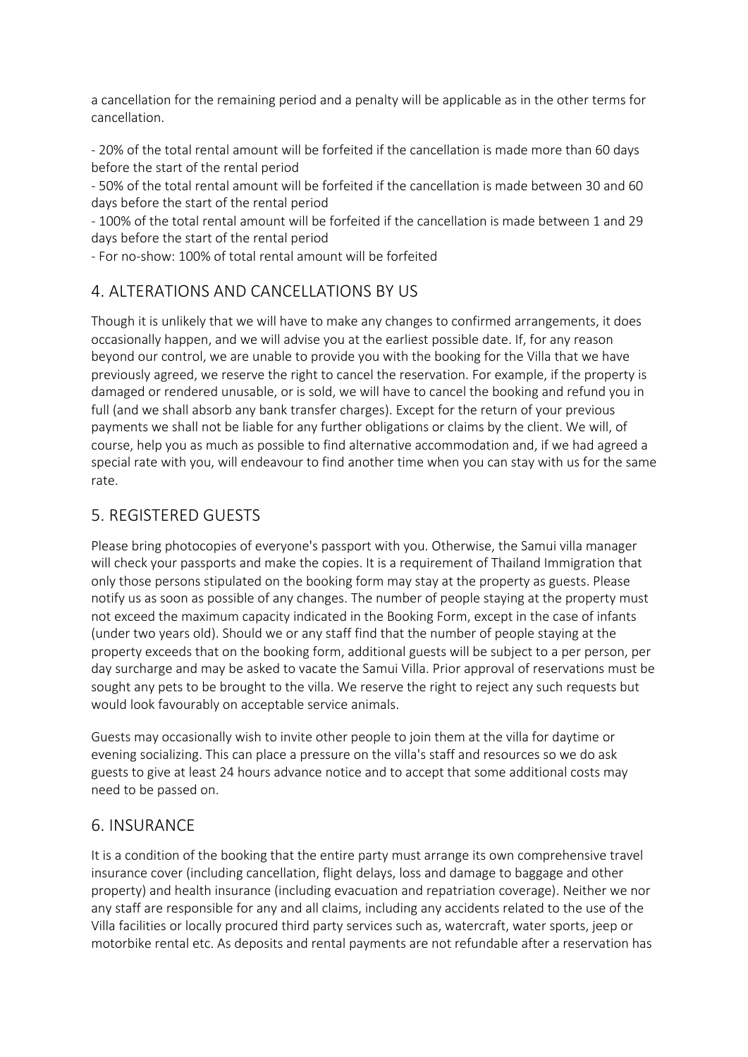a cancellation for the remaining period and a penalty will be applicable as in the other terms for cancellation.

- 20% of the total rental amount will be forfeited if the cancellation is made more than 60 days before the start of the rental period
- 50% of the total rental amount will be forfeited if the cancellation is made between 30 and 60 days before the start of the rental period
- 100% of the total rental amount will be forfeited if the cancellation is made between 1 and 29 days before the start of the rental period
- For no-show: 100% of total rental amount will be forfeited

## 4. ALTERATIONS AND CANCELLATIONS BY US

Though it is unlikely that we will have to make any changes to confirmed arrangements, it does occasionally happen, and we will advise you at the earliest possible date. If, for any reason beyond our control, we are unable to provide you with the booking for the Villa that we have previously agreed, we reserve the right to cancel the reservation. For example, if the property is damaged or rendered unusable, or is sold, we will have to cancel the booking and refund you in full (and we shall absorb any bank transfer charges). Except for the return of your previous payments we shall not be liable for any further obligations or claims by the client. We will, of course, help you as much as possible to find alternative accommodation and, if we had agreed a special rate with you, will endeavour to find another time when you can stay with us for the same rate.

## 5. REGISTERED GUESTS

Please bring photocopies of everyone's passport with you. Otherwise, the Samui villa manager will check your passports and make the copies. It is a requirement of Thailand Immigration that only those persons stipulated on the booking form may stay at the property as guests. Please notify us as soon as possible of any changes. The number of people staying at the property must not exceed the maximum capacity indicated in the Booking Form, except in the case of infants (under two years old). Should we or any staff find that the number of people staying at the property exceeds that on the booking form, additional guests will be subject to a per person, per day surcharge and may be asked to vacate the Samui Villa. Prior approval of reservations must be sought any pets to be brought to the villa. We reserve the right to reject any such requests but would look favourably on acceptable service animals.

Guests may occasionally wish to invite other people to join them at the villa for daytime or evening socializing. This can place a pressure on the villa's staff and resources so we do ask guests to give at least 24 hours advance notice and to accept that some additional costs may need to be passed on.

## 6. INSURANCE

It is a condition of the booking that the entire party must arrange its own comprehensive travel insurance cover (including cancellation, flight delays, loss and damage to baggage and other property) and health insurance (including evacuation and repatriation coverage). Neither we nor any staff are responsible for any and all claims, including any accidents related to the use of the Villa facilities or locally procured third party services such as, watercraft, water sports, jeep or motorbike rental etc. As deposits and rental payments are not refundable after a reservation has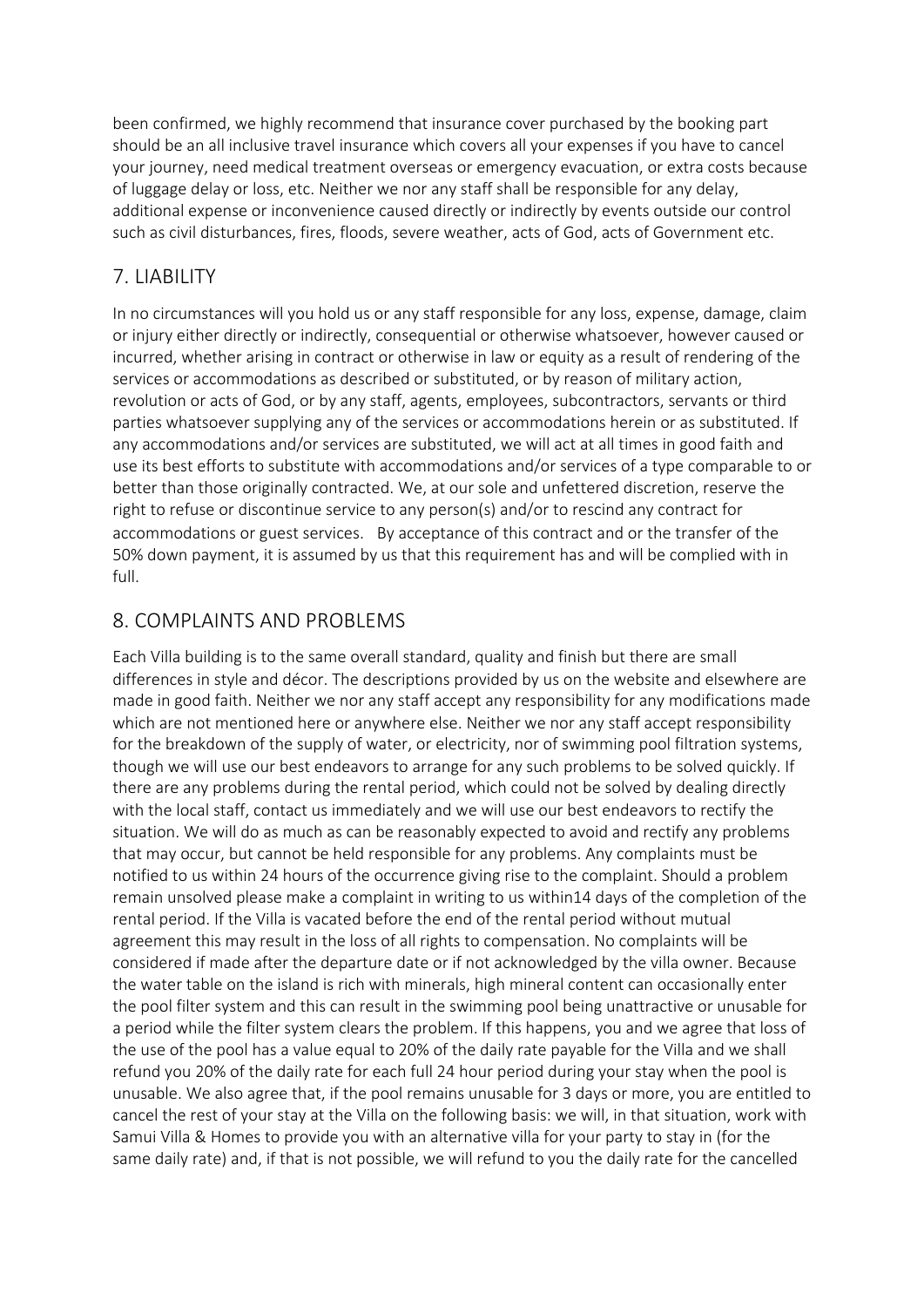been confirmed, we highly recommend that insurance cover purchased by the booking part should be an all inclusive travel insurance which covers all your expenses if you have to cancel your journey, need medical treatment overseas or emergency evacuation, or extra costs because of luggage delay or loss, etc. Neither we nor any staff shall be responsible for any delay, additional expense or inconvenience caused directly or indirectly by events outside our control such as civil disturbances, fires, floods, severe weather, acts of God, acts of Government etc.

## 7. LIABILITY

In no circumstances will you hold us or any staff responsible for any loss, expense, damage, claim or injury either directly or indirectly, consequential or otherwise whatsoever, however caused or incurred, whether arising in contract or otherwise in law or equity as a result of rendering of the services or accommodations as described or substituted, or by reason of military action, revolution or acts of God, or by any staff, agents, employees, subcontractors, servants or third parties whatsoever supplying any of the services or accommodations herein or as substituted. If any accommodations and/or services are substituted, we will act at all times in good faith and use its best efforts to substitute with accommodations and/or services of a type comparable to or better than those originally contracted. We, at our sole and unfettered discretion, reserve the right to refuse or discontinue service to any person(s) and/or to rescind any contract for accommodations or guest services. By acceptance of this contract and or the transfer of the 50% down payment, it is assumed by us that this requirement has and will be complied with in full.

## 8. COMPLAINTS AND PROBLEMS

Each Villa building is to the same overall standard, quality and finish but there are small differences in style and décor. The descriptions provided by us on the website and elsewhere are made in good faith. Neither we nor any staff accept any responsibility for any modifications made which are not mentioned here or anywhere else. Neither we nor any staff accept responsibility for the breakdown of the supply of water, or electricity, nor of swimming pool filtration systems, though we will use our best endeavors to arrange for any such problems to be solved quickly. If there are any problems during the rental period, which could not be solved by dealing directly with the local staff, contact us immediately and we will use our best endeavors to rectify the situation. We will do as much as can be reasonably expected to avoid and rectify any problems that may occur, but cannot be held responsible for any problems. Any complaints must be notified to us within 24 hours of the occurrence giving rise to the complaint. Should a problem remain unsolved please make a complaint in writing to us within14 days of the completion of the rental period. If the Villa is vacated before the end of the rental period without mutual agreement this may result in the loss of all rights to compensation. No complaints will be considered if made after the departure date or if not acknowledged by the villa owner. Because the water table on the island is rich with minerals, high mineral content can occasionally enter the pool filter system and this can result in the swimming pool being unattractive or unusable for a period while the filter system clears the problem. If this happens, you and we agree that loss of the use of the pool has a value equal to 20% of the daily rate payable for the Villa and we shall refund you 20% of the daily rate for each full 24 hour period during your stay when the pool is unusable. We also agree that, if the pool remains unusable for 3 days or more, you are entitled to cancel the rest of your stay at the Villa on the following basis: we will, in that situation, work with Samui Villa & Homes to provide you with an alternative villa for your party to stay in (for the same daily rate) and, if that is not possible, we will refund to you the daily rate for the cancelled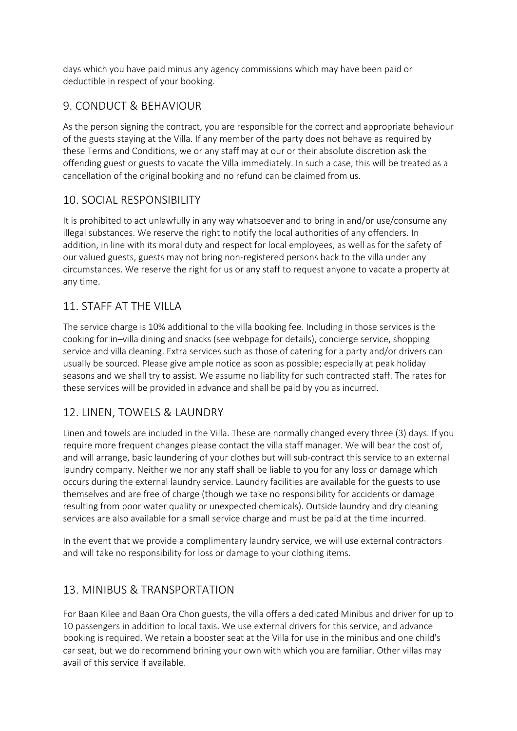days which you have paid minus any agency commissions which may have been paid or deductible in respect of your booking.

## 9. CONDUCT & BEHAVIOUR

As the person signing the contract, you are responsible for the correct and appropriate behaviour of the guests staying at the Villa. If any member of the party does not behave as required by these Terms and Conditions, we or any staff may at our or their absolute discretion ask the offending guest or guests to vacate the Villa immediately. In such a case, this will be treated as a cancellation of the original booking and no refund can be claimed from us.

## 10. SOCIAL RESPONSIBILITY

It is prohibited to act unlawfully in any way whatsoever and to bring in and/or use/consume any illegal substances. We reserve the right to notify the local authorities of any offenders. In addition, in line with its moral duty and respect for local employees, as well as for the safety of our valued guests, guests may not bring non-registered persons back to the villa under any circumstances. We reserve the right for us or any staff to request anyone to vacate a property at any time.

## 11. STAFF AT THE VILLA

The service charge is 10% additional to the villa booking fee. Including in those services is the cooking for in–villa dining and snacks (see webpage for details), concierge service, shopping service and villa cleaning. Extra services such as those of catering for a party and/or drivers can usually be sourced. Please give ample notice as soon as possible; especially at peak holiday seasons and we shall try to assist. We assume no liability for such contracted staff. The rates for these services will be provided in advance and shall be paid by you as incurred.

## 12. LINEN, TOWELS & LAUNDRY

Linen and towels are included in the Villa. These are normally changed every three (3) days. If you require more frequent changes please contact the villa staff manager. We will bear the cost of, and will arrange, basic laundering of your clothes but will sub-contract this service to an external laundry company. Neither we nor any staff shall be liable to you for any loss or damage which occurs during the external laundry service. Laundry facilities are available for the guests to use themselves and are free of charge (though we take no responsibility for accidents or damage resulting from poor water quality or unexpected chemicals). Outside laundry and dry cleaning services are also available for a small service charge and must be paid at the time incurred.

In the event that we provide a complimentary laundry service, we will use external contractors and will take no responsibility for loss or damage to your clothing items.

## 13. MINIBUS & TRANSPORTATION

For Baan Kilee and Baan Ora Chon guests, the villa offers a dedicated Minibus and driver for up to 10 passengers in addition to local taxis. We use external drivers for this service, and advance booking is required. We retain a booster seat at the Villa for use in the minibus and one child's car seat, but we do recommend brining your own with which you are familiar. Other villas may avail of this service if available.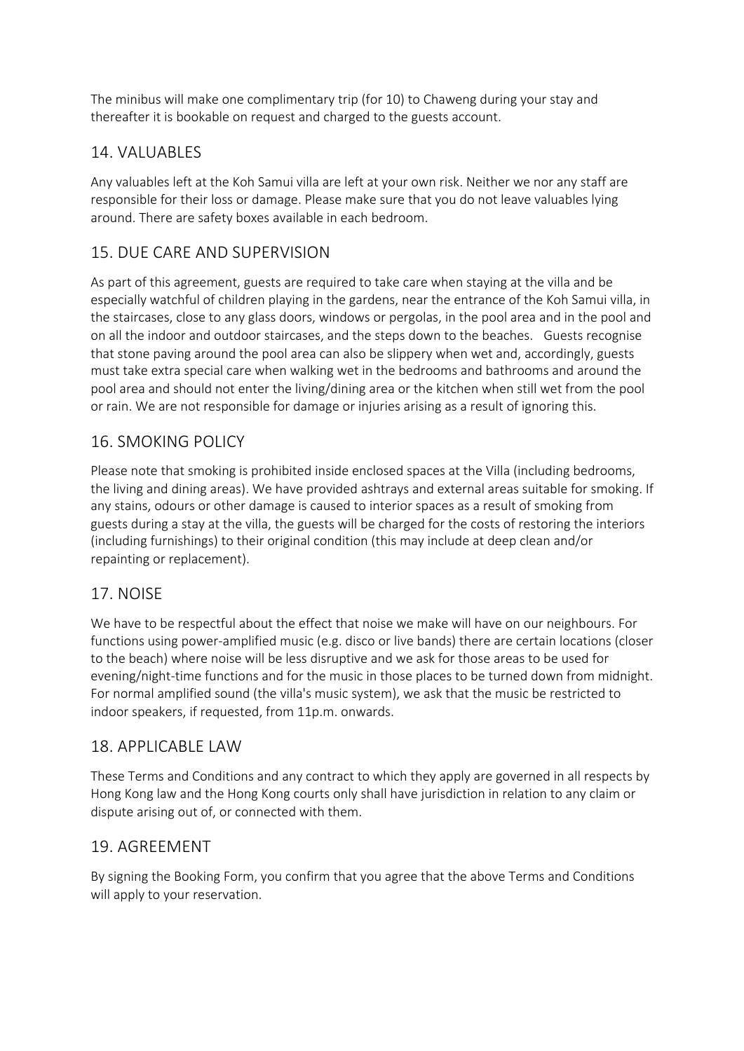The minibus will make one complimentary trip (for 10) to Chaweng during your stay and thereafter it is bookable on request and charged to the guests account.

## 14. VALUABLES

Any valuables left at the Koh Samui villa are left at your own risk. Neither we nor any staff are responsible for their loss or damage. Please make sure that you do not leave valuables lying around. There are safety boxes available in each bedroom.

## 15. DUE CARE AND SUPERVISION

As part of this agreement, guests are required to take care when staying at the villa and be especially watchful of children playing in the gardens, near the entrance of the Koh Samui villa, in the staircases, close to any glass doors, windows or pergolas, in the pool area and in the pool and on all the indoor and outdoor staircases, and the steps down to the beaches. Guests recognise that stone paving around the pool area can also be slippery when wet and, accordingly, guests must take extra special care when walking wet in the bedrooms and bathrooms and around the pool area and should not enter the living/dining area or the kitchen when still wet from the pool or rain. We are not responsible for damage or injuries arising as a result of ignoring this.

## 16. SMOKING POLICY

Please note that smoking is prohibited inside enclosed spaces at the Villa (including bedrooms, the living and dining areas). We have provided ashtrays and external areas suitable for smoking. If any stains, odours or other damage is caused to interior spaces as a result of smoking from guests during a stay at the villa, the guests will be charged for the costs of restoring the interiors (including furnishings) to their original condition (this may include at deep clean and/or repainting or replacement).

## 17. NOISE

We have to be respectful about the effect that noise we make will have on our neighbours. For functions using power-amplified music (e.g. disco or live bands) there are certain locations (closer to the beach) where noise will be less disruptive and we ask for those areas to be used for evening/night-time functions and for the music in those places to be turned down from midnight. For normal amplified sound (the villa's music system), we ask that the music be restricted to indoor speakers, if requested, from 11p.m. onwards.

## 18. APPLICABLE LAW

These Terms and Conditions and any contract to which they apply are governed in all respects by Hong Kong law and the Hong Kong courts only shall have jurisdiction in relation to any claim or dispute arising out of, or connected with them.

## 19. AGREEMENT

By signing the Booking Form, you confirm that you agree that the above Terms and Conditions will apply to your reservation.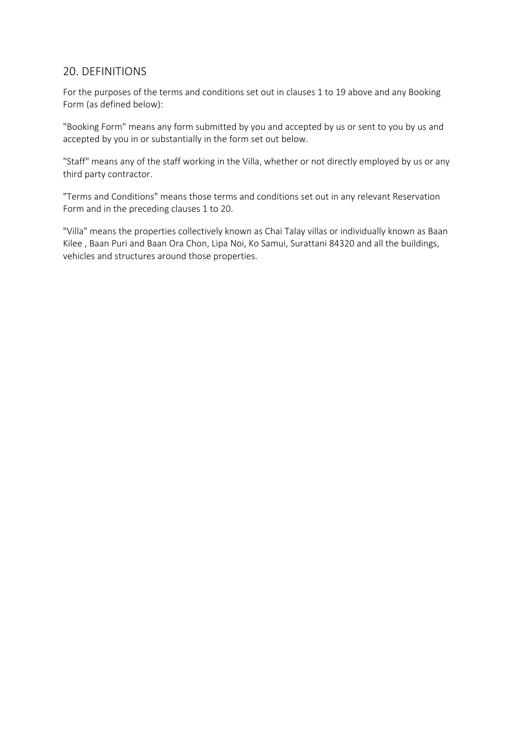## 20. DEFINITIONS

For the purposes of the terms and conditions set out in clauses 1 to 19 above and any Booking Form (as defined below):

"Booking Form" means any form submitted by you and accepted by us or sent to you by us and accepted by you in or substantially in the form set out below.

"Staff" means any of the staff working in the Villa, whether or not directly employed by us or any third party contractor.

"Terms and Conditions" means those terms and conditions set out in any relevant Reservation Form and in the preceding clauses 1 to 20.

"Villa" means the properties collectively known as Chai Talay villas or individually known as Baan Kilee , Baan Puri and Baan Ora Chon, Lipa Noi, Ko Samui, Surattani 84320 and all the buildings, vehicles and structures around those properties.